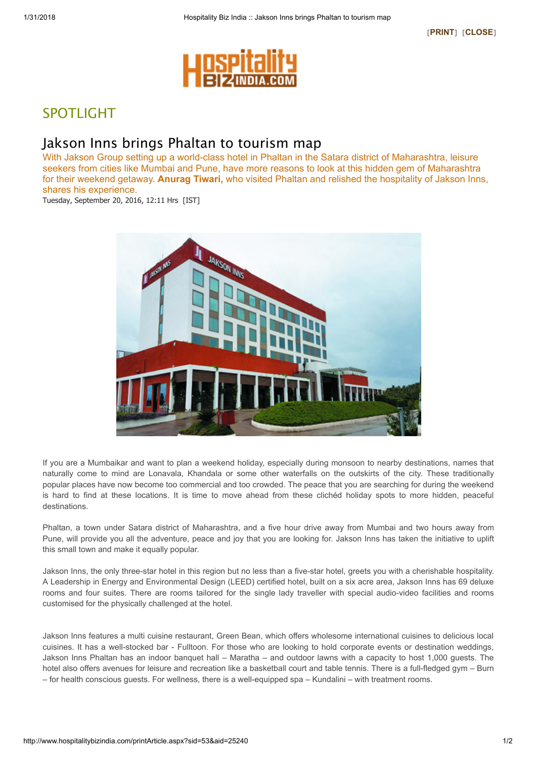## SPOTLIGHT

# Jakson Inns brings Phaltan to tourism map

With Jakson Group setting up a world-class hotel in Phaltan in the Satara district of Maharashtra, leisure seekers from cities like Mumbai and Pune, have more reasons to look at this hidden gem of Maharashtra for their weekend getaway. **Anurag Tiwari,** who visited Phaltan and relished the hospitality of Jakson Inns, shares his experience.

Tuesday, September 20, 2016, 12:11 Hrs [IST]

If you are a Mumbaikar and want to plan a weekend holiday, especially during monsoon to nearby destinations, names that naturally come to mind are Lonavala, Khandala or some other waterfalls on the outskirts of the city. These traditionally popular places have now become too commercial and too crowded. The peace that you are searching for during the weekend is hard to find at these locations. It is time to move ahead from these clichéd holiday spots to more hidden, peaceful destinations.

Phaltan, a town under Satara district of Maharashtra, and a five hour drive away from Mumbai and two hours away from Pune, will provide you all the adventure, peace and joy that you are looking for. Jakson Inns has taken the initiative to uplift this small town and make it equally popular.

Jakson Inns, the only three-star hotel in this region but no less than a five-star hotel, greets you with a cherishable hospitality. A Leadership in Energy and Environmental Design (LEED) certified hotel, built on a six acre area, Jakson Inns has 69 deluxe rooms and four suites. There are rooms tailored for the single lady traveller with special audio-video facilities and rooms customised for the physically challenged at the hotel.

Jakson Inns features a multi cuisine restaurant, Green Bean, which offers wholesome international cuisines to delicious local cuisines. It has a well-stocked bar - Fulltoon. For those who are looking to hold corporate events or destination weddings, Jakson Inns Phaltan has an indoor banquet hall – Maratha – and outdoor lawns with a capacity to host 1,000 guests. The hotel also offers avenues for leisure and recreation like a basketball court and table tennis. There is a full-fledged gym – Burn – for health conscious guests. For wellness, there is a well-equipped spa – Kundalini – with treatment rooms.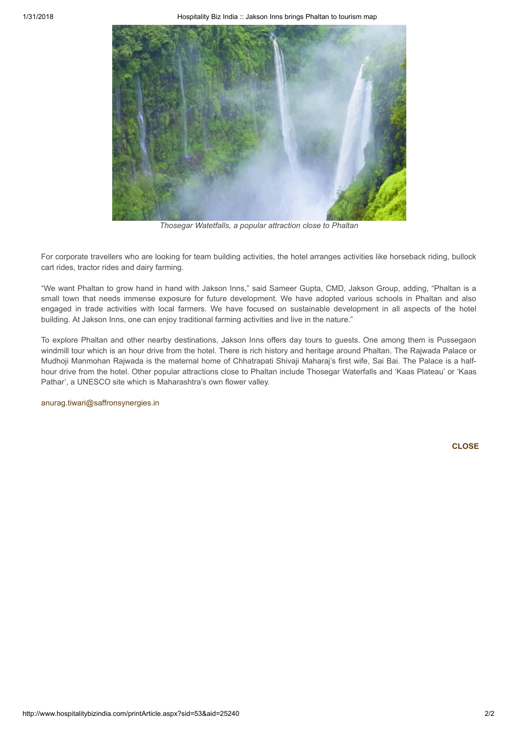*Thosegar Watetfalls, a popular attraction close to Phaltan*

For corporate travellers who are looking for team building activities, the hotel arranges activities like horseback riding, bullock cart rides, tractor rides and dairy farming.

"We want Phaltan to grow hand in hand with Jakson Inns," said Sameer Gupta, CMD, Jakson Group, adding, "Phaltan is a small town that needs immense exposure for future development. We have adopted various schools in Phaltan and also engaged in trade activities with local farmers. We have focused on sustainable development in all aspects of the hotel building. At Jakson Inns, one can enjoy traditional farming activities and live in the nature."

To explore Phaltan and other nearby destinations, Jakson Inns offers day tours to guests. One among them is Pussegaon windmill tour which is an hour drive from the hotel. There is rich history and heritage around Phaltan. The Rajwada Palace or Mudhoji Manmohan Rajwada is the maternal home of Chhatrapati Shivaji Maharaj's first wife, Sai Bai. The Palace is a half-hour drive from the hotel. Other popular attractions close to Phaltan include Thosegar Waterfalls and 'Kaas Plateau' or 'Kaas Pathar', a UNESCO site which is Maharashtra's own flower valley.

anurag.tiwari@saffronsynergies.in

**CLOSE**